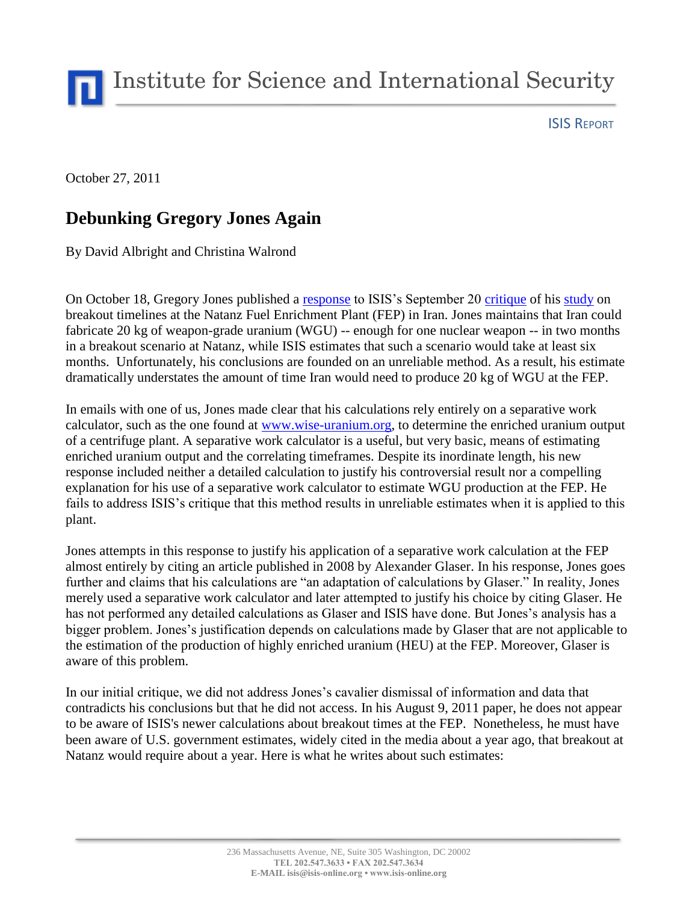# Institute for Science and International Security

ISIS REPORT

October 27, 2011

## Debunking Gregory Jones Again

By David Albright and Christina Walrond

On October 18, Gregory Jones published a response to ISIS's September 20 critique of his study on breakout timelines at the Natanz Fuel Enrichment Plant (FEP) in Iran. Jones maintains that Iran could fabricate 20 kg of weapon-grade uranium (WGU) -- enough for one nuclear weapon -- in two months in a breakout scenario at Natanz, while ISIS estimates that such a scenario would take at least six months. Unfortunately, his conclusions are founded on an unreliable method. As a result, his estimate dramatically understates the amount of time Iran would need to produce 20 kg of WGU at the FEP.

In emails with one of us, Jones made clear that his calculations rely entirely on a separative work calculator, such as the one found at www.wise-uranium.org, to determine the enriched uranium output of a centrifuge plant. A separative work calculator is a useful, but very basic, means of estimating enriched uranium output and the correlating timeframes. Despite its inordinate length, his new response included neither a detailed calculation to justify his controversial result nor a compelling explanation for his use of a separative work calculator to estimate WGU production at the FEP. He fails to address ISIS's critique that this method results in unreliable estimates when it is applied to this plant.

Jones attempts in this response to justify his application of a separative work calculation at the FEP almost entirely by citing an article published in 2008 by Alexander Glaser. In his response, Jones goes further and claims that his calculations are "an adaptation of calculations by Glaser." In reality, Jones merely used a separative work calculator and later attempted to justify his choice by citing Glaser. He has not performed any detailed calculations as Glaser and ISIS have done. But Jones's analysis has a bigger problem. Jones's justification depends on calculations made by Glaser that are not applicable to the estimation of the production of highly enriched uranium (HEU) at the FEP. Moreover, Glaser is aware of this problem.

In our initial critique, we did not address Jones's cavalier dismissal of information and data that contradicts his conclusions but that he did not access. In his August 9, 2011 paper, he does not appear to be aware of ISIS's newer calculations about breakout times at the FEP. Nonetheless, he must have been aware of U.S. government estimates, widely cited in the media about a year ago, that breakout at Natanz would require about a year. Here is what he writes about such estimates: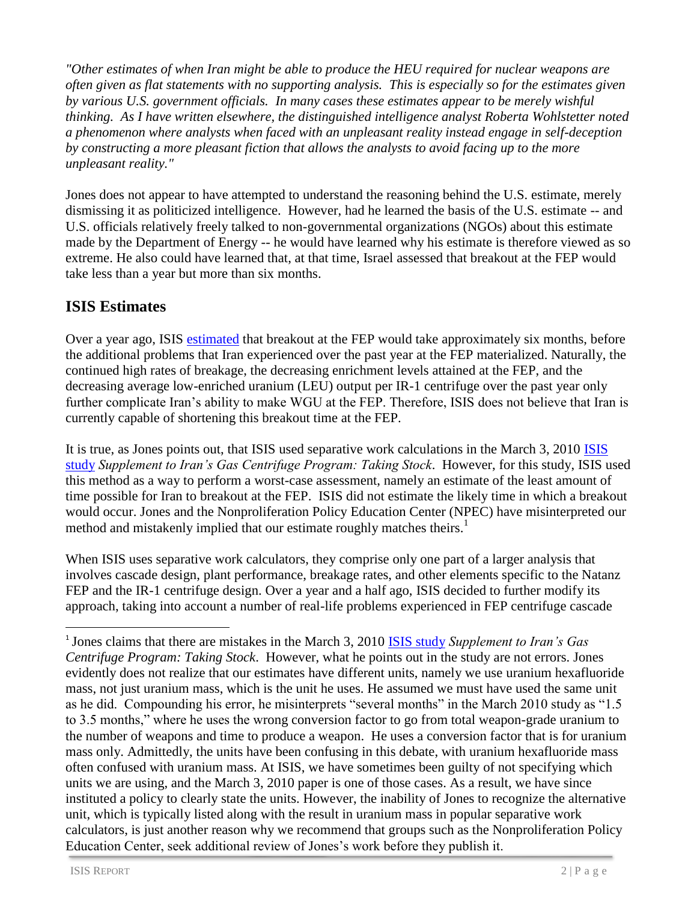*"Other estimates of when Iran might be able to produce the HEU required for nuclear weapons are often given as flat statements with no supporting analysis. This is especially so for the estimates given by various U.S. government officials. In many cases these estimates appear to be merely wishful thinking. As I have written elsewhere, the distinguished intelligence analyst Roberta Wohlstetter noted a phenomenon where analysts when faced with an unpleasant reality instead engage in self-deception by constructing a more pleasant fiction that allows the analysts to avoid facing up to the more unpleasant reality."*

Jones does not appear to have attempted to understand the reasoning behind the U.S. estimate, merely dismissing it as politicized intelligence. However, had he learned the basis of the U.S. estimate -- and U.S. officials relatively freely talked to non-governmental organizations (NGOs) about this estimate made by the Department of Energy -- he would have learned why his estimate is therefore viewed as so extreme. He also could have learned that, at that time, Israel assessed that breakout at the FEP would take less than a year but more than six months.

## ISIS Estimates

Over a year ago, ISIS estimated that breakout at the FEP would take approximately six months, before the additional problems that Iran experienced over the past year at the FEP materialized. Naturally, the continued high rates of breakage, the decreasing enrichment levels attained at the FEP, and the decreasing average low-enriched uranium (LEU) output per IR-1 centrifuge over the past year only further complicate Iran's ability to make WGU at the FEP. Therefore, ISIS does not believe that Iran is currently capable of shortening this breakout time at the FEP.

It is true, as Jones points out, that ISIS used separative work calculations in the March 3, 2010 ISIS study *Supplement to Iran's Gas Centrifuge Program: Taking Stock*. However, for this study, ISIS used this method as a way to perform a worst-case assessment, namely an estimate of the least amount of time possible for Iran to breakout at the FEP. ISIS did not estimate the likely time in which a breakout would occur. Jones and the Nonproliferation Policy Education Center (NPEC) have misinterpreted our method and mistakenly implied that our estimate roughly matches theirs.[1]

When ISIS uses separative work calculators, they comprise only one part of a larger analysis that involves cascade design, plant performance, breakage rates, and other elements specific to the Natanz FEP and the IR-1 centrifuge design. Over a year and a half ago, ISIS decided to further modify its approach, taking into account a number of real-life problems experienced in FEP centrifuge cascade

[1] Jones claims that there are mistakes in the March 3, 2010 ISIS study *Supplement to Iran's Gas Centrifuge Program: Taking Stock*. However, what he points out in the study are not errors. Jones evidently does not realize that our estimates have different units, namely we use uranium hexafluoride mass, not just uranium mass, which is the unit he uses. He assumed we must have used the same unit as he did. Compounding his error, he misinterprets "several months" in the March 2010 study as "1.5 to 3.5 months," where he uses the wrong conversion factor to go from total weapon-grade uranium to the number of weapons and time to produce a weapon. He uses a conversion factor that is for uranium mass only. Admittedly, the units have been confusing in this debate, with uranium hexafluoride mass often confused with uranium mass. At ISIS, we have sometimes been guilty of not specifying which units we are using, and the March 3, 2010 paper is one of those cases. As a result, we have since instituted a policy to clearly state the units. However, the inability of Jones to recognize the alternative unit, which is typically listed along with the result in uranium mass in popular separative work calculators, is just another reason why we recommend that groups such as the Nonproliferation Policy Education Center, seek additional review of Jones's work before they publish it.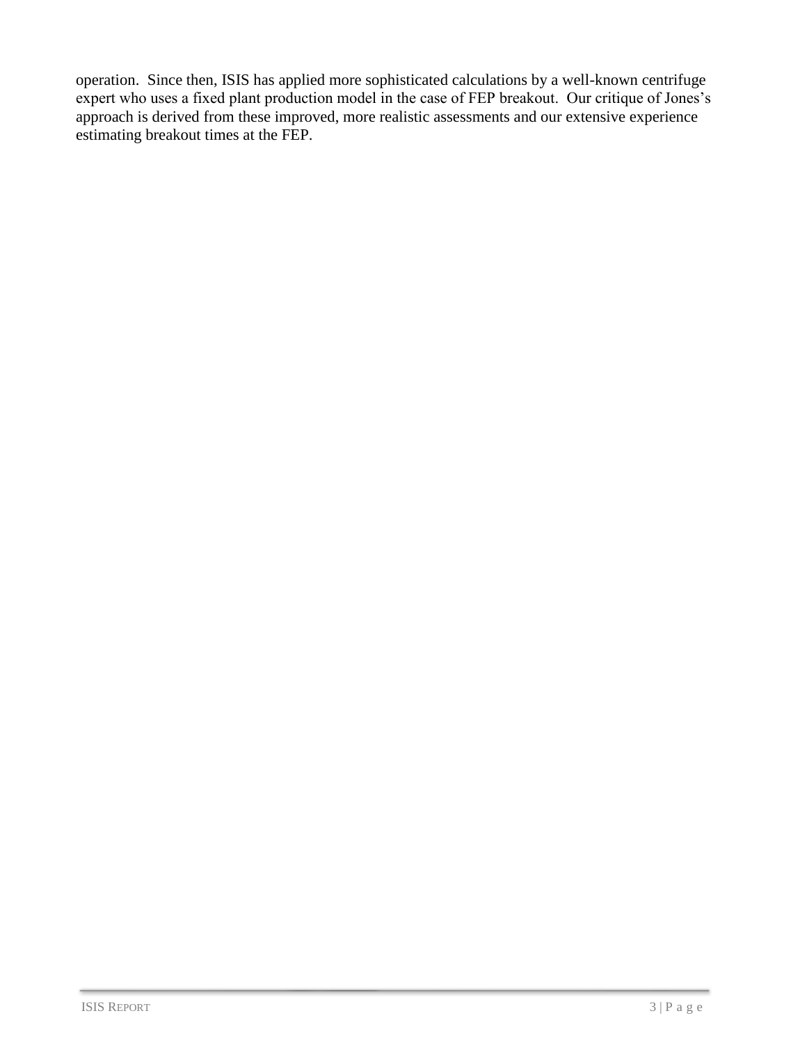operation. Since then, ISIS has applied more sophisticated calculations by a well-known centrifuge expert who uses a fixed plant production model in the case of FEP breakout. Our critique of Jones's approach is derived from these improved, more realistic assessments and our extensive experience estimating breakout times at the FEP.